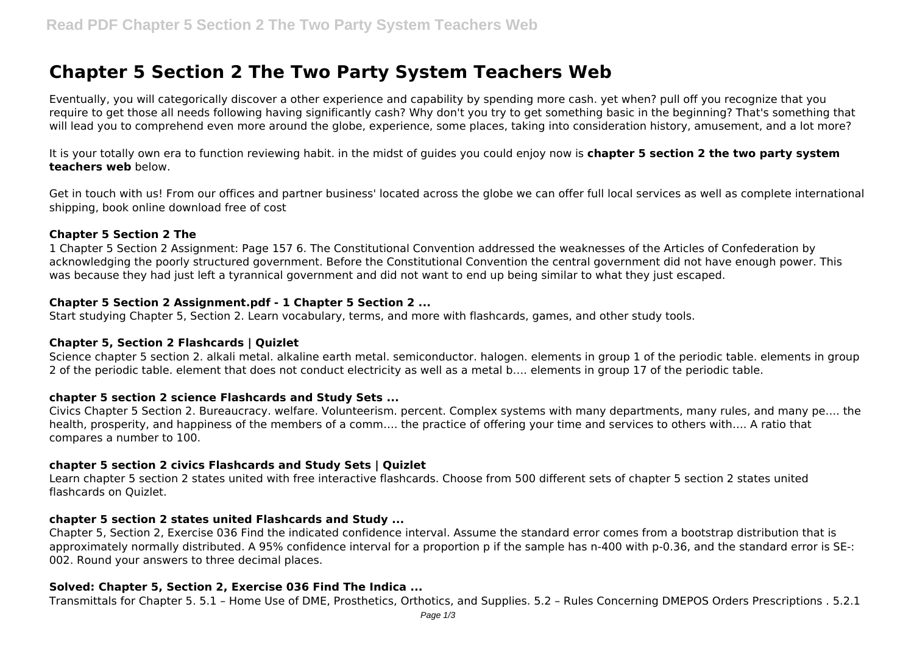# Chapter 5 Section 2 The Two Party System Teachers Web

Eventually, you will categorically discover a other experience and capability by spending more cash. yet when? pull off you recognize that you require to get those all needs following having significantly cash? Why don't you try to get something basic in the beginning? That's something that will lead you to comprehend even more around the globe, experience, some places, taking into consideration history, amusement, and a lot more?

It is your totally own era to function reviewing habit. in the midst of guides you could enjoy now is **chapter 5 section 2 the two party system teachers web** below.

Get in touch with us! From our offices and partner business' located across the globe we can offer full local services as well as complete international shipping, book online download free of cost

### Chapter 5 Section 2 The

1 Chapter 5 Section 2 Assignment: Page 157 6. The Constitutional Convention addressed the weaknesses of the Articles of Confederation by acknowledging the poorly structured government. Before the Constitutional Convention the central government did not have enough power. This was because they had just left a tyrannical government and did not want to end up being similar to what they just escaped.

### Chapter 5 Section 2 Assignment.pdf - 1 Chapter 5 Section 2 ...

Start studying Chapter 5, Section 2. Learn vocabulary, terms, and more with flashcards, games, and other study tools.

### Chapter 5, Section 2 Flashcards | Quizlet

Science chapter 5 section 2. alkali metal. alkaline earth metal. semiconductor. halogen. elements in group 1 of the periodic table. elements in group 2 of the periodic table. element that does not conduct electricity as well as a metal b…. elements in group 17 of the periodic table.

### chapter 5 section 2 science Flashcards and Study Sets ...

Civics Chapter 5 Section 2. Bureaucracy. welfare. Volunteerism. percent. Complex systems with many departments, many rules, and many pe…. the health, prosperity, and happiness of the members of a comm…. the practice of offering your time and services to others with…. A ratio that compares a number to 100.

### chapter 5 section 2 civics Flashcards and Study Sets | Quizlet

Learn chapter 5 section 2 states united with free interactive flashcards. Choose from 500 different sets of chapter 5 section 2 states united flashcards on Quizlet.

### chapter 5 section 2 states united Flashcards and Study ...

Chapter 5, Section 2, Exercise 036 Find the indicated confidence interval. Assume the standard error comes from a bootstrap distribution that is approximately normally distributed. A 95% confidence interval for a proportion p if the sample has n-400 with p-0.36, and the standard error is SE-: 002. Round your answers to three decimal places.

### Solved: Chapter 5, Section 2, Exercise 036 Find The Indica ...

Transmittals for Chapter 5. 5.1 – Home Use of DME, Prosthetics, Orthotics, and Supplies. 5.2 – Rules Concerning DMEPOS Orders Prescriptions . 5.2.1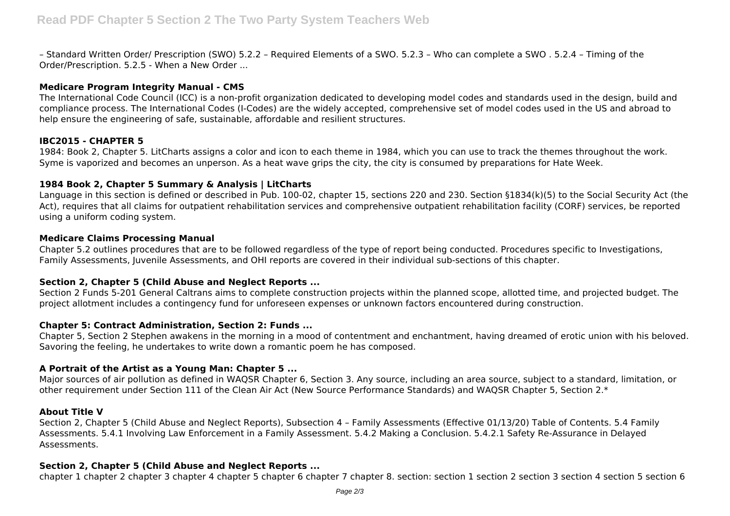– Standard Written Order/ Prescription (SWO) 5.2.2 – Required Elements of a SWO. 5.2.3 – Who can complete a SWO . 5.2.4 – Timing of the Order/Prescription. 5.2.5 - When a New Order ...

### Medicare Program Integrity Manual - CMS

The International Code Council (ICC) is a non-profit organization dedicated to developing model codes and standards used in the design, build and compliance process. The International Codes (I-Codes) are the widely accepted, comprehensive set of model codes used in the US and abroad to help ensure the engineering of safe, sustainable, affordable and resilient structures.

### IBC2015 - CHAPTER 5

1984: Book 2, Chapter 5. LitCharts assigns a color and icon to each theme in 1984, which you can use to track the themes throughout the work. Syme is vaporized and becomes an unperson. As a heat wave grips the city, the city is consumed by preparations for Hate Week.

### 1984 Book 2, Chapter 5 Summary & Analysis | LitCharts

Language in this section is defined or described in Pub. 100-02, chapter 15, sections 220 and 230. Section §1834(k)(5) to the Social Security Act (the Act), requires that all claims for outpatient rehabilitation services and comprehensive outpatient rehabilitation facility (CORF) services, be reported using a uniform coding system.

### Medicare Claims Processing Manual

Chapter 5.2 outlines procedures that are to be followed regardless of the type of report being conducted. Procedures specific to Investigations, Family Assessments, Juvenile Assessments, and OHI reports are covered in their individual sub-sections of this chapter.

### Section 2, Chapter 5 (Child Abuse and Neglect Reports ...

Section 2 Funds 5-201 General Caltrans aims to complete construction projects within the planned scope, allotted time, and projected budget. The project allotment includes a contingency fund for unforeseen expenses or unknown factors encountered during construction.

### Chapter 5: Contract Administration, Section 2: Funds ...

Chapter 5, Section 2 Stephen awakens in the morning in a mood of contentment and enchantment, having dreamed of erotic union with his beloved. Savoring the feeling, he undertakes to write down a romantic poem he has composed.

### A Portrait of the Artist as a Young Man: Chapter 5 ...

Major sources of air pollution as defined in WAQSR Chapter 6, Section 3. Any source, including an area source, subject to a standard, limitation, or other requirement under Section 111 of the Clean Air Act (New Source Performance Standards) and WAQSR Chapter 5, Section 2.*

### About Title V

Section 2, Chapter 5 (Child Abuse and Neglect Reports), Subsection 4 – Family Assessments (Effective 01/13/20) Table of Contents. 5.4 Family Assessments. 5.4.1 Involving Law Enforcement in a Family Assessment. 5.4.2 Making a Conclusion. 5.4.2.1 Safety Re-Assurance in Delayed Assessments.

### Section 2, Chapter 5 (Child Abuse and Neglect Reports ...

chapter 1 chapter 2 chapter 3 chapter 4 chapter 5 chapter 6 chapter 7 chapter 8. section: section 1 section 2 section 3 section 4 section 5 section 6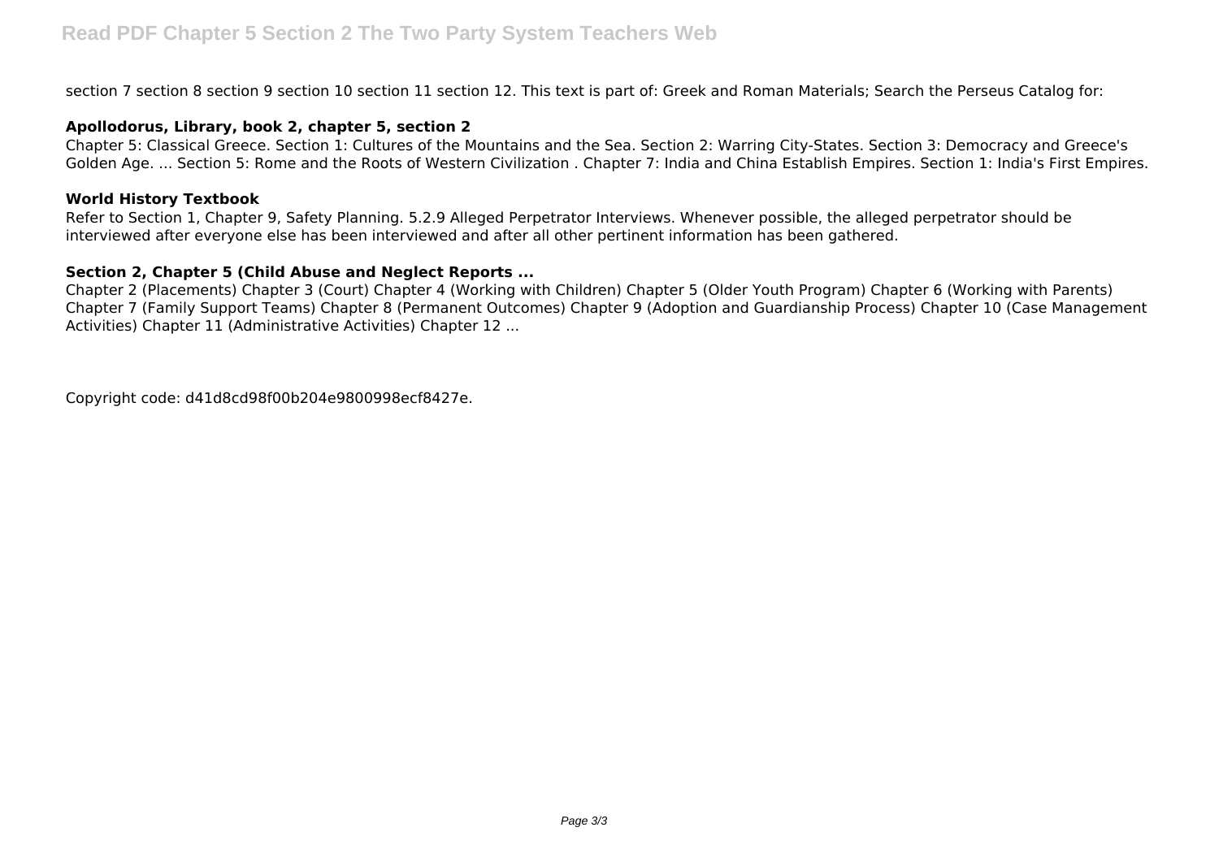section 7 section 8 section 9 section 10 section 11 section 12. This text is part of: Greek and Roman Materials; Search the Perseus Catalog for:

**Apollodorus, Library, book 2, chapter 5, section 2**

Chapter 5: Classical Greece. Section 1: Cultures of the Mountains and the Sea. Section 2: Warring City-States. Section 3: Democracy and Greece's Golden Age. ... Section 5: Rome and the Roots of Western Civilization . Chapter 7: India and China Establish Empires. Section 1: India's First Empires.

**World History Textbook**

Refer to Section 1, Chapter 9, Safety Planning. 5.2.9 Alleged Perpetrator Interviews. Whenever possible, the alleged perpetrator should be interviewed after everyone else has been interviewed and after all other pertinent information has been gathered.

**Section 2, Chapter 5 (Child Abuse and Neglect Reports ...**

Chapter 2 (Placements) Chapter 3 (Court) Chapter 4 (Working with Children) Chapter 5 (Older Youth Program) Chapter 6 (Working with Parents) Chapter 7 (Family Support Teams) Chapter 8 (Permanent Outcomes) Chapter 9 (Adoption and Guardianship Process) Chapter 10 (Case Management Activities) Chapter 11 (Administrative Activities) Chapter 12 ...

Copyright code: d41d8cd98f00b204e9800998ecf8427e.